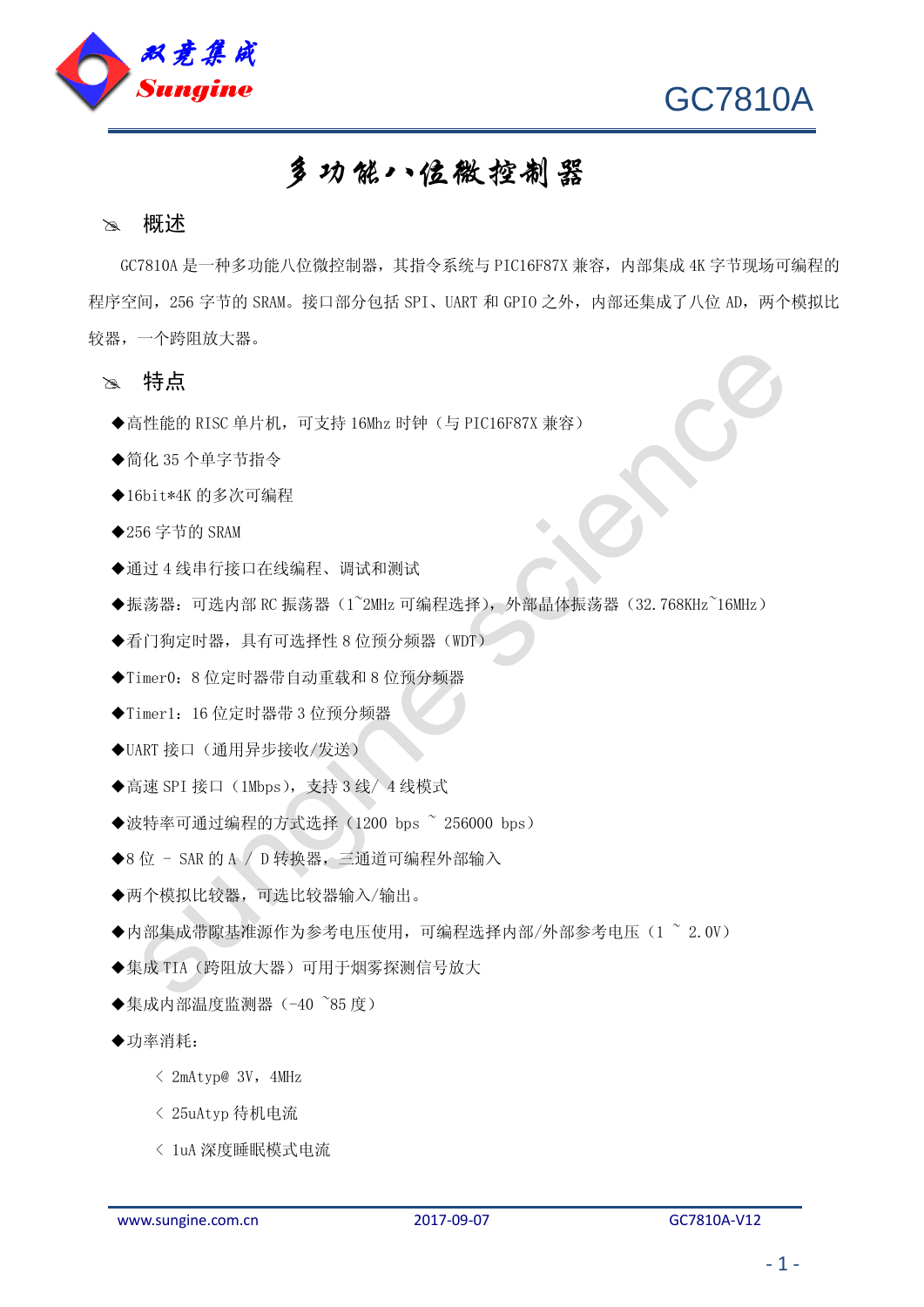# GC7810A

## 多功能八位微控制器

### 概述

GC7810A 是一种多功能八位微控制器，其指令系统与 PIC16F87X 兼容，内部集成 4K 字节现场可编程的程序空间，256 字节的 SRAM。接口部分包括 SPI、UART 和 GPIO 之外，内部还集成了八位 AD，两个模拟比较器，一个跨阻放大器。

### 特点

◆高性能的 RISC 单片机，可支持 16Mhz 时钟（与 PIC16F87X 兼容）

◆简化 35 个单字节指令

◆16bit*4K 的多次可编程

◆256 字节的 SRAM

◆通过 4 线串行接口在线编程、调试和测试

◆振荡器：可选内部 RC 振荡器（1~2MHz 可编程选择），外部晶体振荡器（32.768KHz~16MHz）

◆看门狗定时器，具有可选择性 8 位预分频器（WDT）

◆Timer0：8 位定时器带自动重载和 8 位预分频器

◆Timer1：16 位定时器带 3 位预分频器

◆UART 接口（通用异步接收/发送）

◆高速 SPI 接口（1Mbps），支持 3 线/ 4 线模式

◆波特率可通过编程的方式选择（1200 bps ~ 256000 bps）

◆8 位 - SAR 的 A / D 转换器，三通道可编程外部输入

◆两个模拟比较器，可选比较器输入/输出。

◆内部集成带隙基准源作为参考电压使用，可编程选择内部/外部参考电压（1 ~ 2.0V）

◆集成 TIA（跨阻放大器）可用于烟雾探测信号放大

◆集成内部温度监测器（-40 ~85 度）

◆功率消耗：

- < 2mAtyp@ 3V，4MHz
- < 25uAtyp 待机电流
- < 1uA 深度睡眠模式电流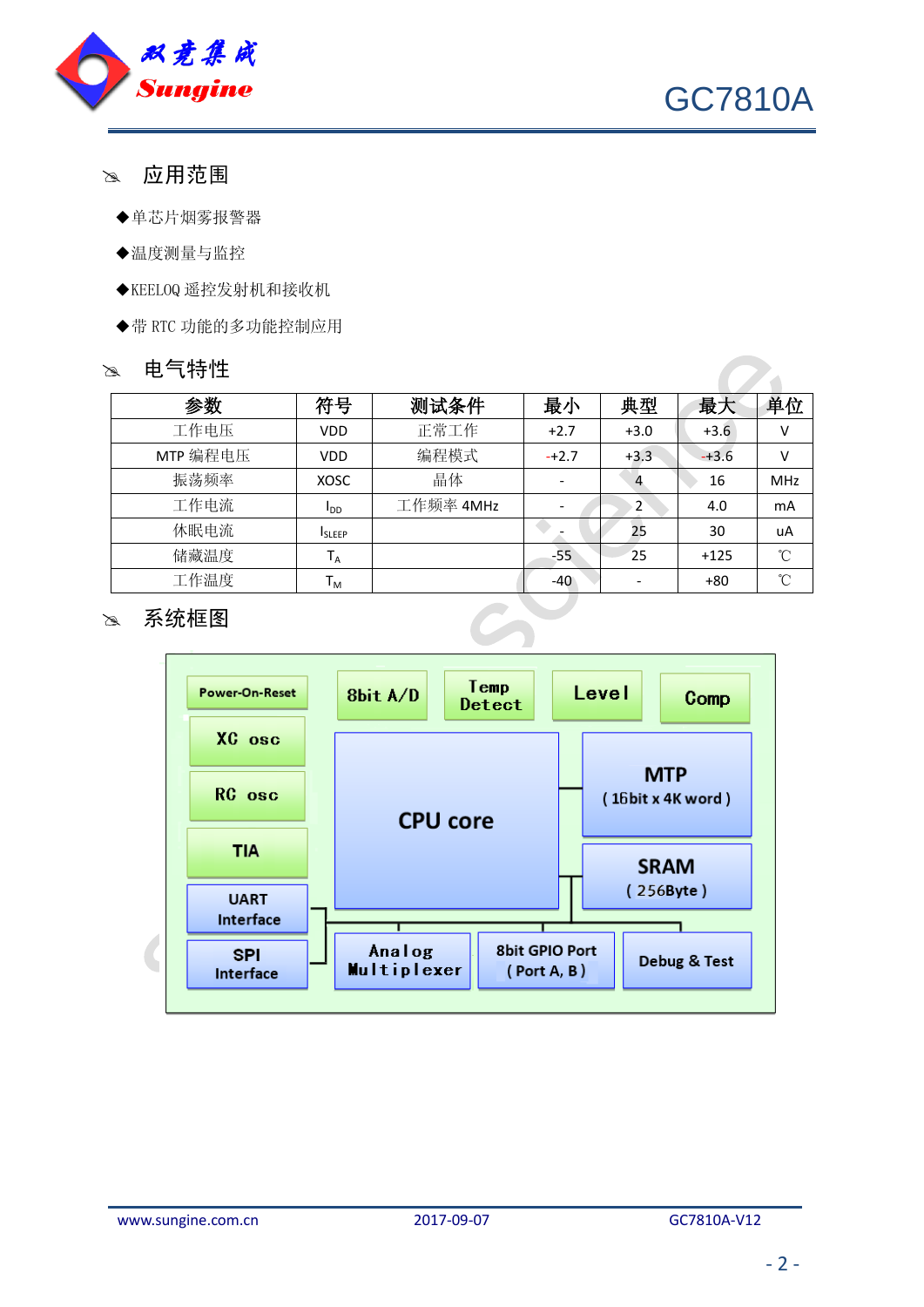## 应用范围

◆单芯片烟雾报警器

◆温度测量与监控

◆KEELOQ 遥控发射机和接收机

◆带 RTC 功能的多功能控制应用

## 电气特性

| 参数 | 符号 | 测试条件 | 最小 | 典型 | 最大 | 单位 |
|---|---|---|---|---|---|---|
| 工作电压 | VDD | 正常工作 | +2.7 | +3.0 | +3.6 | V |
| MTP 编程电压 | VDD | 编程模式 | +2.7 | +3.3 | +3.6 | V |
| 振荡频率 | XOSC | 晶体 | - | 4 | 16 | MHz |
| 工作电流 | $I_{DD}$ | 工作频率 4MHz | - | 2 | 4.0 | mA |
| 休眠电流 | $I_{SLEEP}$ | | - | 25 | 30 | uA |
| 储藏温度 | $T_A$ | | -55 | 25 | +125 | ℃ |
| 工作温度 | $T_M$ | | -40 | - | +80 | ℃ |

## 系统框图

Power-On-Reset | 8bit A/D | Temp Detect | Level | Comp

XC osc | RC osc | TIA | UART Interface | SPI Interface

CPU core | MTP (16bit x 4K word) | SRAM (256Byte)

Analog Multiplexer | 8bit GPIO Port (Port A, B) | Debug & Test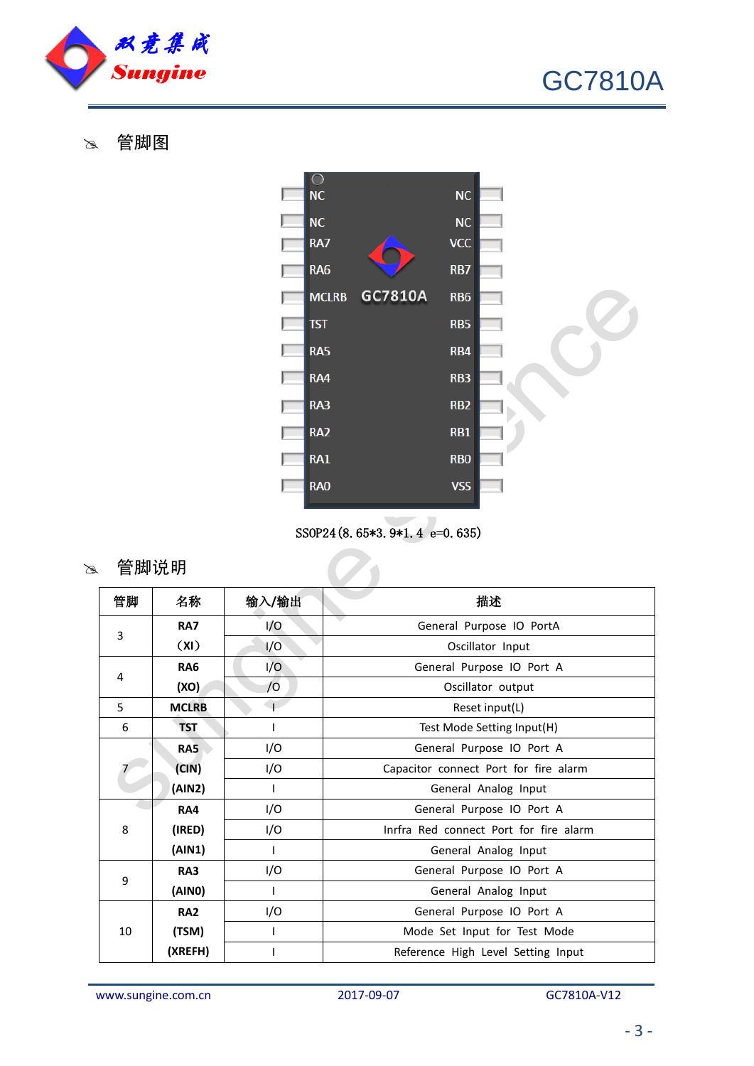## 管脚图

| 左侧 | 右侧 |
|---|---|
| NC | NC |
| NC | NC |
| RA7 | VCC |
| RA6 | RB7 |
| MCLRB | RB6 |
| TST | RB5 |
| RA5 | RB4 |
| RA4 | RB3 |
| RA3 | RB2 |
| RA2 | RB1 |
| RA1 | RB0 |
| RA0 | VSS |

GC7810A

SSOP24(8.65*3.9*1.4 e=0.635)

## 管脚说明

| 管脚 | 名称 | 输入/输出 | 描述 |
|---|---|---|---|
| 3 | RA7 | I/O | General Purpose IO PortA |
| | （XI） | I/O | Oscillator Input |
| 4 | RA6 | I/O | General Purpose IO Port A |
| | (XO) | /O | Oscillator output |
| 5 | MCLRB | I | Reset input(L) |
| 6 | TST | I | Test Mode Setting Input(H) |
| 7 | RA5 | I/O | General Purpose IO Port A |
| | (CIN) | I/O | Capacitor connect Port for fire alarm |
| | (AIN2) | I | General Analog Input |
| 8 | RA4 | I/O | General Purpose IO Port A |
| | (IRED) | I/O | Inrfra Red connect Port for fire alarm |
| | (AIN1) | I | General Analog Input |
| 9 | RA3 | I/O | General Purpose IO Port A |
| | (AIN0) | I | General Analog Input |
| 10 | RA2 | I/O | General Purpose IO Port A |
| | (TSM) | I | Mode Set Input for Test Mode |
| | (XREFH) | I | Reference High Level Setting Input |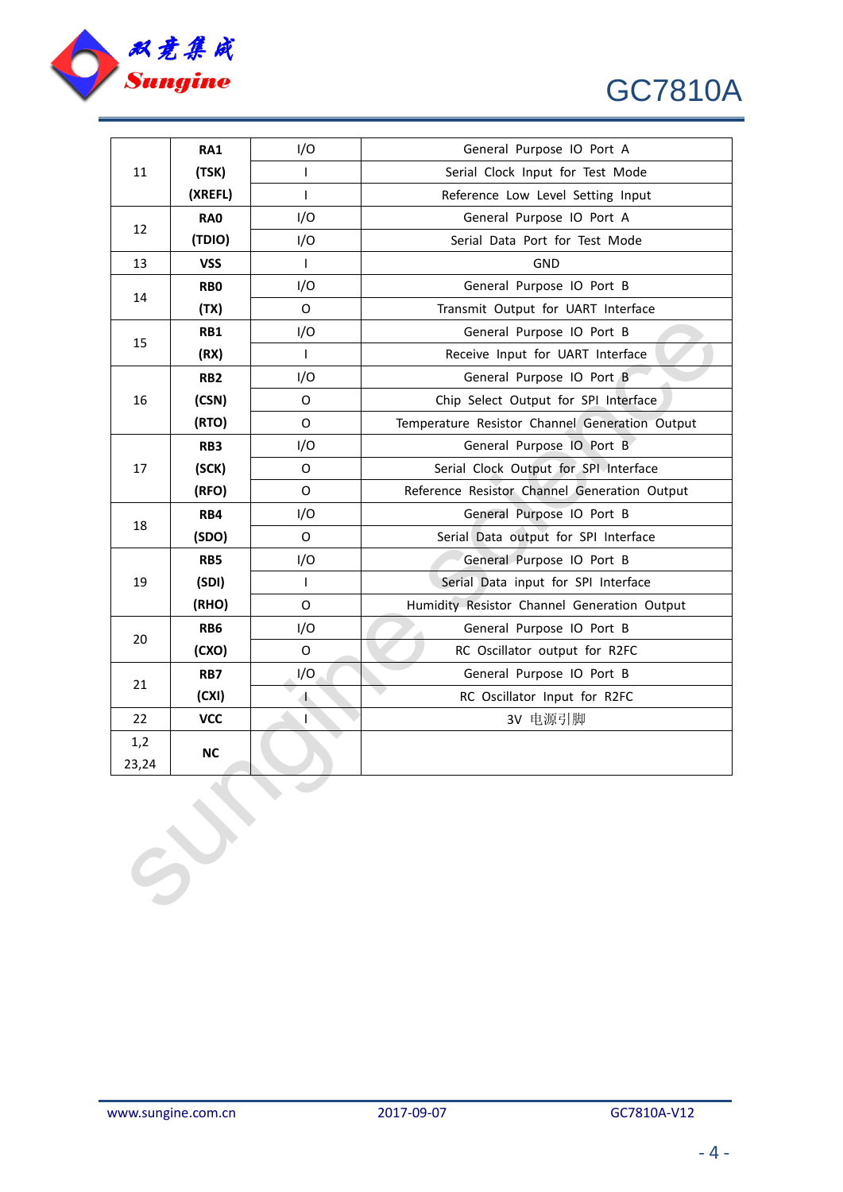| 11 | RA1 | I/O | General Purpose IO Port A |
|---|---|---|---|
| | (TSK) | I | Serial Clock Input for Test Mode |
| | (XREFL) | I | Reference Low Level Setting Input |
| 12 | RA0 | I/O | General Purpose IO Port A |
| | (TDIO) | I/O | Serial Data Port for Test Mode |
| 13 | VSS | I | GND |
| 14 | RB0 | I/O | General Purpose IO Port B |
| | (TX) | O | Transmit Output for UART Interface |
| 15 | RB1 | I/O | General Purpose IO Port B |
| | (RX) | I | Receive Input for UART Interface |
| 16 | RB2 | I/O | General Purpose IO Port B |
| | (CSN) | O | Chip Select Output for SPI Interface |
| | (RTO) | O | Temperature Resistor Channel Generation Output |
| 17 | RB3 | I/O | General Purpose IO Port B |
| | (SCK) | O | Serial Clock Output for SPI Interface |
| | (RFO) | O | Reference Resistor Channel Generation Output |
| 18 | RB4 | I/O | General Purpose IO Port B |
| | (SDO) | O | Serial Data output for SPI Interface |
| 19 | RB5 | I/O | General Purpose IO Port B |
| | (SDI) | I | Serial Data input for SPI Interface |
| | (RHO) | O | Humidity Resistor Channel Generation Output |
| 20 | RB6 | I/O | General Purpose IO Port B |
| | (CXO) | O | RC Oscillator output for R2FC |
| 21 | RB7 | I/O | General Purpose IO Port B |
| | (CXI) | I | RC Oscillator Input for R2FC |
| 22 | VCC | I | 3V 电源引脚 |
| 1,2 23,24 | NC | | |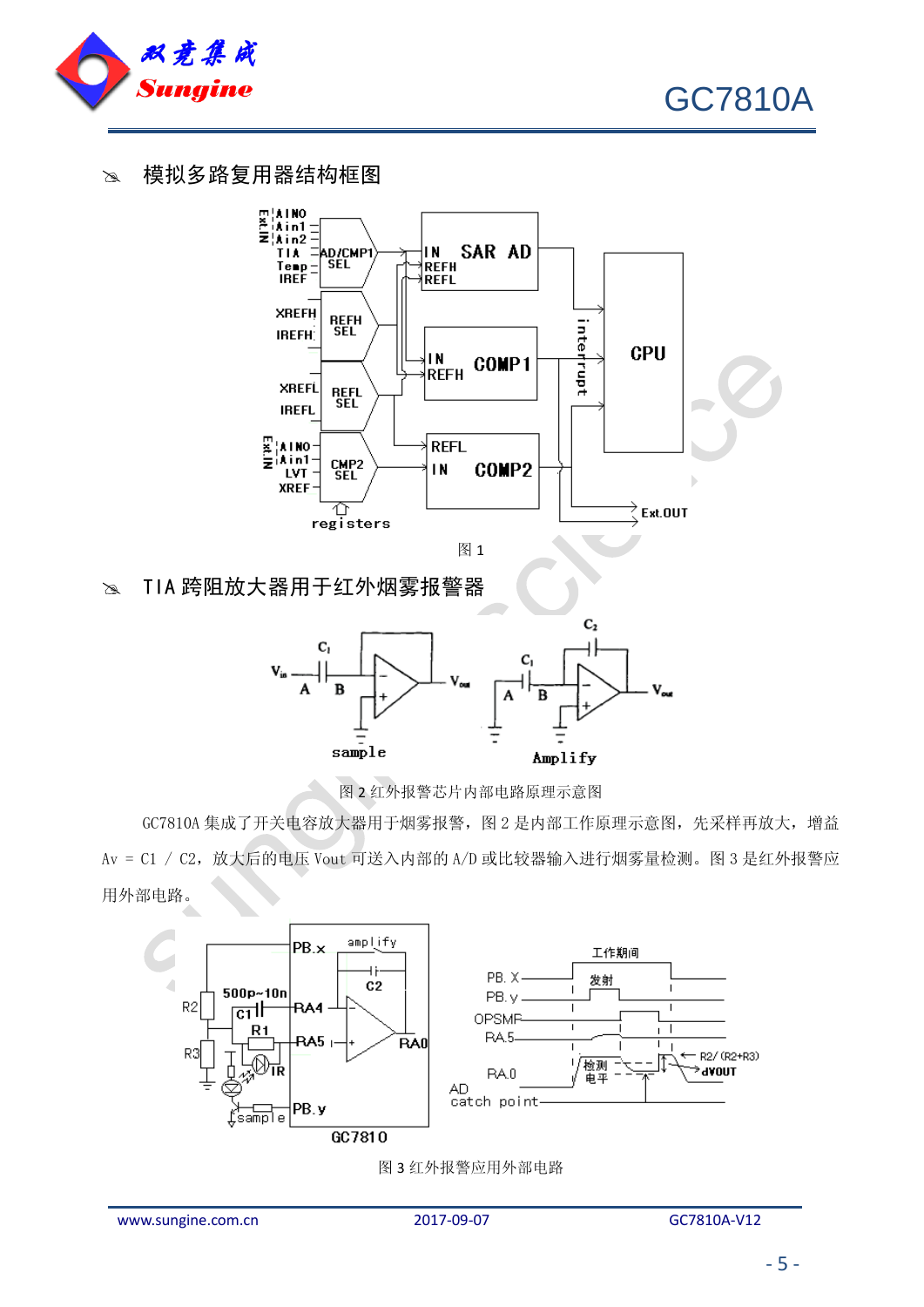## 模拟多路复用器结构框图

图 1

## TIA 跨阻放大器用于红外烟雾报警器

图 2 红外报警芯片内部电路原理示意图

GC7810A 集成了开关电容放大器用于烟雾报警，图 2 是内部工作原理示意图，先采样再放大，增益 Av = C1 / C2，放大后的电压 Vout 可送入内部的 A/D 或比较器输入进行烟雾量检测。图 3 是红外报警应用外部电路。

图 3 红外报警应用外部电路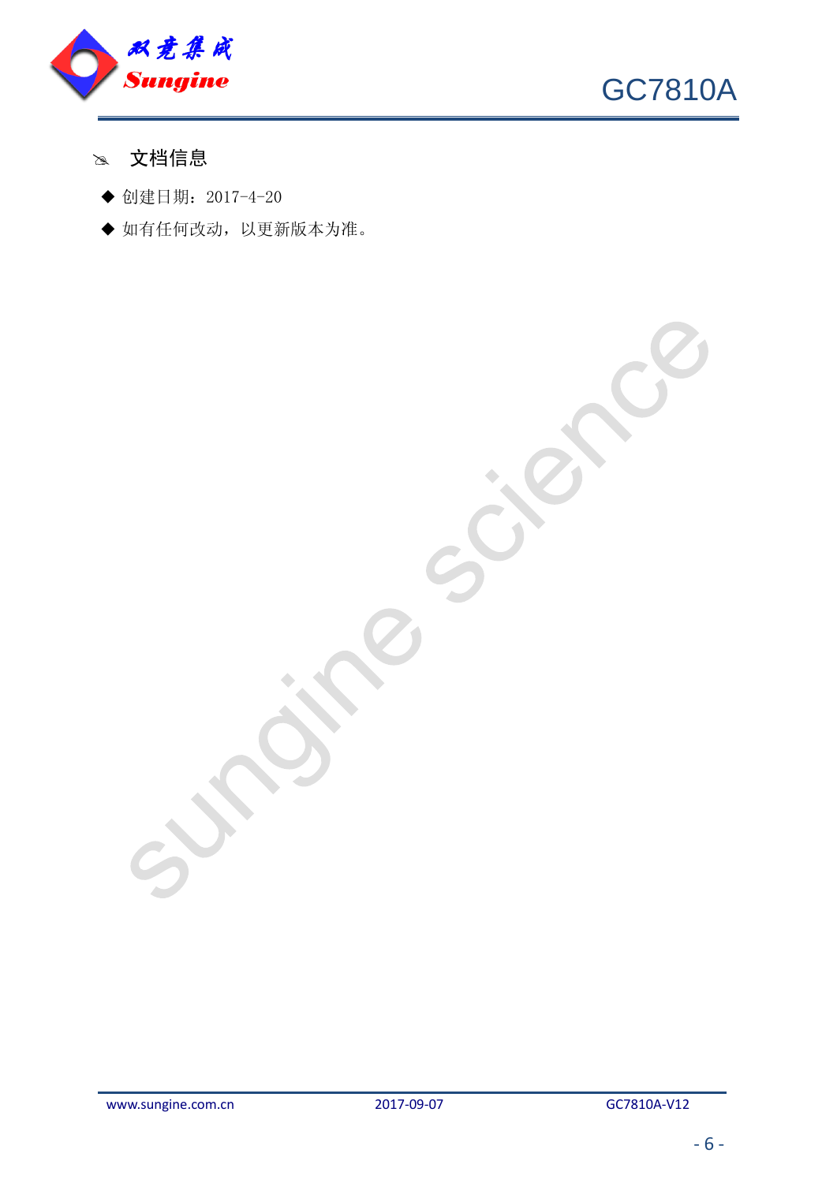## 文档信息

- 创建日期：2017-4-20
- 如有任何改动，以更新版本为准。